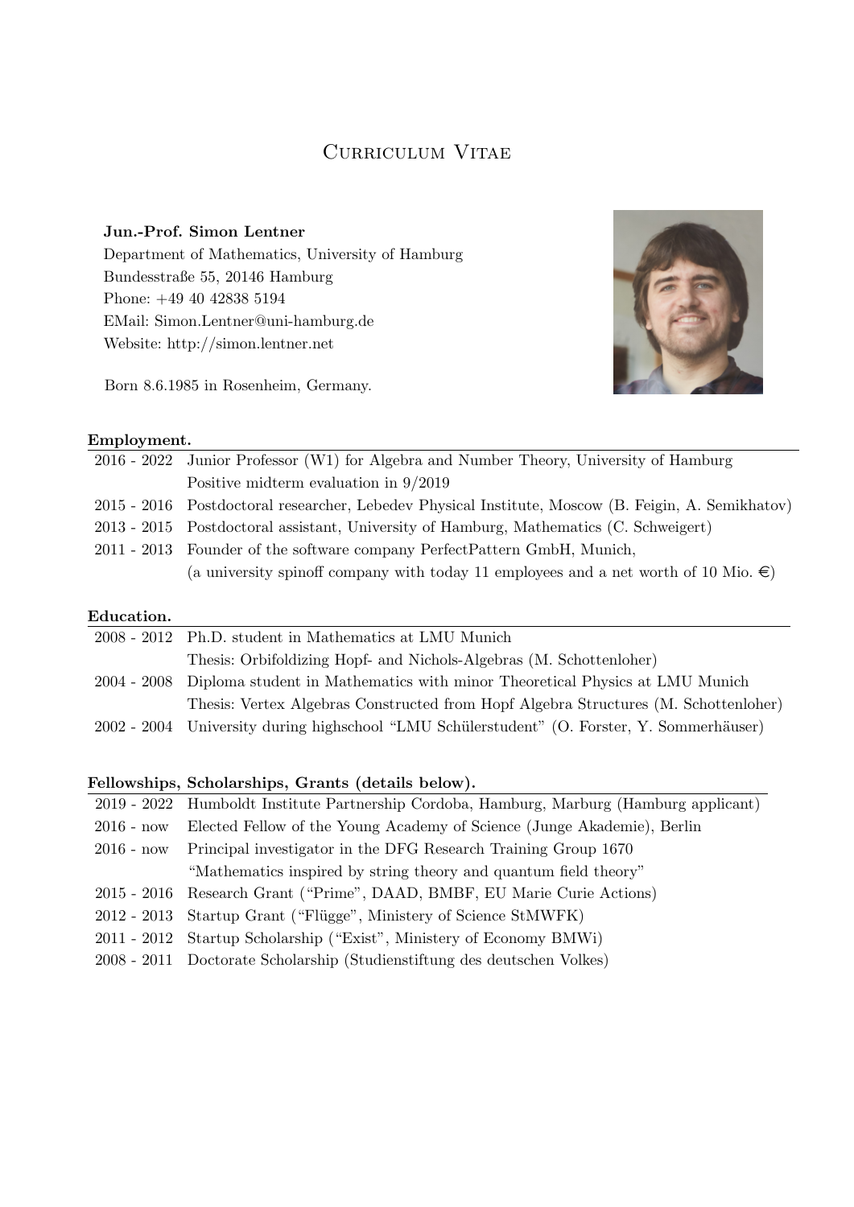# Curriculum Vitae

**Jun.-Prof. Simon Lentner**
Department of Mathematics, University of Hamburg
Bundesstraße 55, 20146 Hamburg
Phone: +49 40 42838 5194
EMail: Simon.Lentner@uni-hamburg.de
Website: http://simon.lentner.net

Born 8.6.1985 in Rosenheim, Germany.

## Employment.

| | |
|---|---|
| 2016 - 2022 | Junior Professor (W1) for Algebra and Number Theory, University of Hamburg<br>Positive midterm evaluation in 9/2019 |
| 2015 - 2016 | Postdoctoral researcher, Lebedev Physical Institute, Moscow (B. Feigin, A. Semikhatov) |
| 2013 - 2015 | Postdoctoral assistant, University of Hamburg, Mathematics (C. Schweigert) |
| 2011 - 2013 | Founder of the software company PerfectPattern GmbH, Munich,<br>(a university spinoff company with today 11 employees and a net worth of 10 Mio. €) |

## Education.

| | |
|---|---|
| 2008 - 2012 | Ph.D. student in Mathematics at LMU Munich<br>Thesis: Orbifoldizing Hopf- and Nichols-Algebras (M. Schottenloher) |
| 2004 - 2008 | Diploma student in Mathematics with minor Theoretical Physics at LMU Munich<br>Thesis: Vertex Algebras Constructed from Hopf Algebra Structures (M. Schottenloher) |
| 2002 - 2004 | University during highschool "LMU Schülerstudent" (O. Forster, Y. Sommerhäuser) |

## Fellowships, Scholarships, Grants (details below).

| | |
|---|---|
| 2019 - 2022 | Humboldt Institute Partnership Cordoba, Hamburg, Marburg (Hamburg applicant) |
| 2016 - now | Elected Fellow of the Young Academy of Science (Junge Akademie), Berlin |
| 2016 - now | Principal investigator in the DFG Research Training Group 1670<br>"Mathematics inspired by string theory and quantum field theory" |
| 2015 - 2016 | Research Grant ("Prime", DAAD, BMBF, EU Marie Curie Actions) |
| 2012 - 2013 | Startup Grant ("Flügge", Ministery of Science StMWFK) |
| 2011 - 2012 | Startup Scholarship ("Exist", Ministery of Economy BMWi) |
| 2008 - 2011 | Doctorate Scholarship (Studienstiftung des deutschen Volkes) |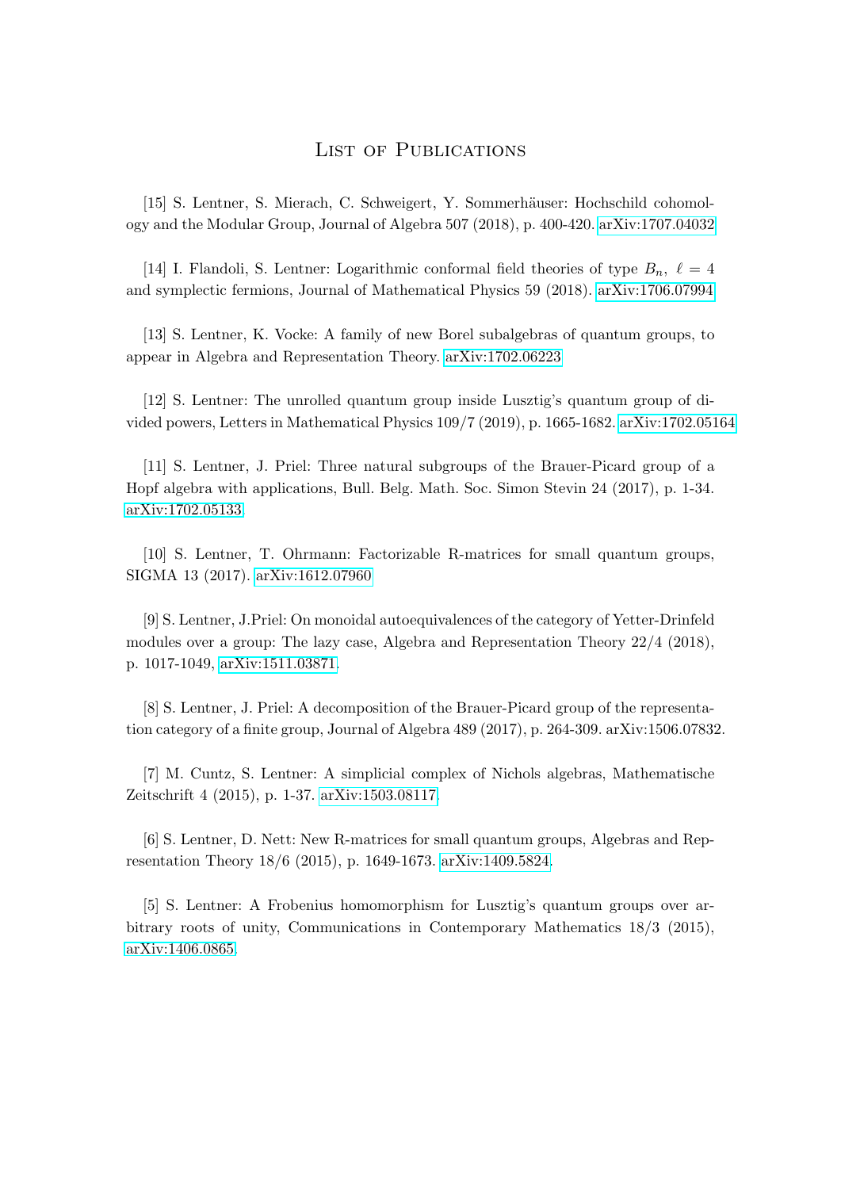# List of Publications

[15] S. Lentner, S. Mierach, C. Schweigert, Y. Sommerhäuser: Hochschild cohomology and the Modular Group, Journal of Algebra 507 (2018), p. 400-420. arXiv:1707.04032

[14] I. Flandoli, S. Lentner: Logarithmic conformal field theories of type $B_n$, $\ell = 4$ and symplectic fermions, Journal of Mathematical Physics 59 (2018). arXiv:1706.07994

[13] S. Lentner, K. Vocke: A family of new Borel subalgebras of quantum groups, to appear in Algebra and Representation Theory. arXiv:1702.06223

[12] S. Lentner: The unrolled quantum group inside Lusztig's quantum group of divided powers, Letters in Mathematical Physics 109/7 (2019), p. 1665-1682. arXiv:1702.05164

[11] S. Lentner, J. Priel: Three natural subgroups of the Brauer-Picard group of a Hopf algebra with applications, Bull. Belg. Math. Soc. Simon Stevin 24 (2017), p. 1-34. arXiv:1702.05133

[10] S. Lentner, T. Ohrmann: Factorizable R-matrices for small quantum groups, SIGMA 13 (2017). arXiv:1612.07960

[9] S. Lentner, J.Priel: On monoidal autoequivalences of the category of Yetter-Drinfeld modules over a group: The lazy case, Algebra and Representation Theory 22/4 (2018), p. 1017-1049, arXiv:1511.03871.

[8] S. Lentner, J. Priel: A decomposition of the Brauer-Picard group of the representation category of a finite group, Journal of Algebra 489 (2017), p. 264-309. arXiv:1506.07832.

[7] M. Cuntz, S. Lentner: A simplicial complex of Nichols algebras, Mathematische Zeitschrift 4 (2015), p. 1-37. arXiv:1503.08117.

[6] S. Lentner, D. Nett: New R-matrices for small quantum groups, Algebras and Representation Theory 18/6 (2015), p. 1649-1673. arXiv:1409.5824.

[5] S. Lentner: A Frobenius homomorphism for Lusztig's quantum groups over arbitrary roots of unity, Communications in Contemporary Mathematics 18/3 (2015), arXiv:1406.0865.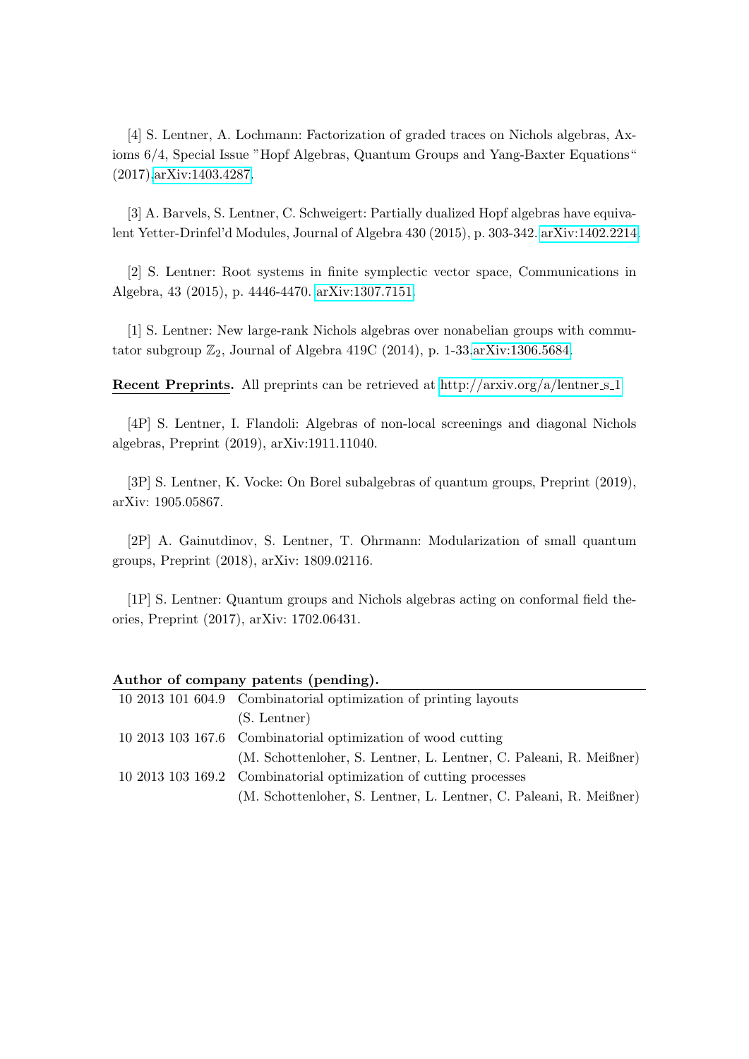[4] S. Lentner, A. Lochmann: Factorization of graded traces on Nichols algebras, Axioms 6/4, Special Issue "Hopf Algebras, Quantum Groups and Yang-Baxter Equations" (2017).arXiv:1403.4287.

[3] A. Barvels, S. Lentner, C. Schweigert: Partially dualized Hopf algebras have equivalent Yetter-Drinfel'd Modules, Journal of Algebra 430 (2015), p. 303-342. arXiv:1402.2214.

[2] S. Lentner: Root systems in finite symplectic vector space, Communications in Algebra, 43 (2015), p. 4446-4470. arXiv:1307.7151.

[1] S. Lentner: New large-rank Nichols algebras over nonabelian groups with commutator subgroup $\mathbb{Z}_2$, Journal of Algebra 419C (2014), p. 1-33.arXiv:1306.5684.

**Recent Preprints.** All preprints can be retrieved at http://arxiv.org/a/lentner_s_1

[4P] S. Lentner, I. Flandoli: Algebras of non-local screenings and diagonal Nichols algebras, Preprint (2019), arXiv:1911.11040.

[3P] S. Lentner, K. Vocke: On Borel subalgebras of quantum groups, Preprint (2019), arXiv: 1905.05867.

[2P] A. Gainutdinov, S. Lentner, T. Ohrmann: Modularization of small quantum groups, Preprint (2018), arXiv: 1809.02116.

[1P] S. Lentner: Quantum groups and Nichols algebras acting on conformal field theories, Preprint (2017), arXiv: 1702.06431.

**Author of company patents (pending).**

| | |
|---|---|
| 10 2013 101 604.9 | Combinatorial optimization of printing layouts (S. Lentner) |
| 10 2013 103 167.6 | Combinatorial optimization of wood cutting (M. Schottenloher, S. Lentner, L. Lentner, C. Paleani, R. Meißner) |
| 10 2013 103 169.2 | Combinatorial optimization of cutting processes (M. Schottenloher, S. Lentner, L. Lentner, C. Paleani, R. Meißner) |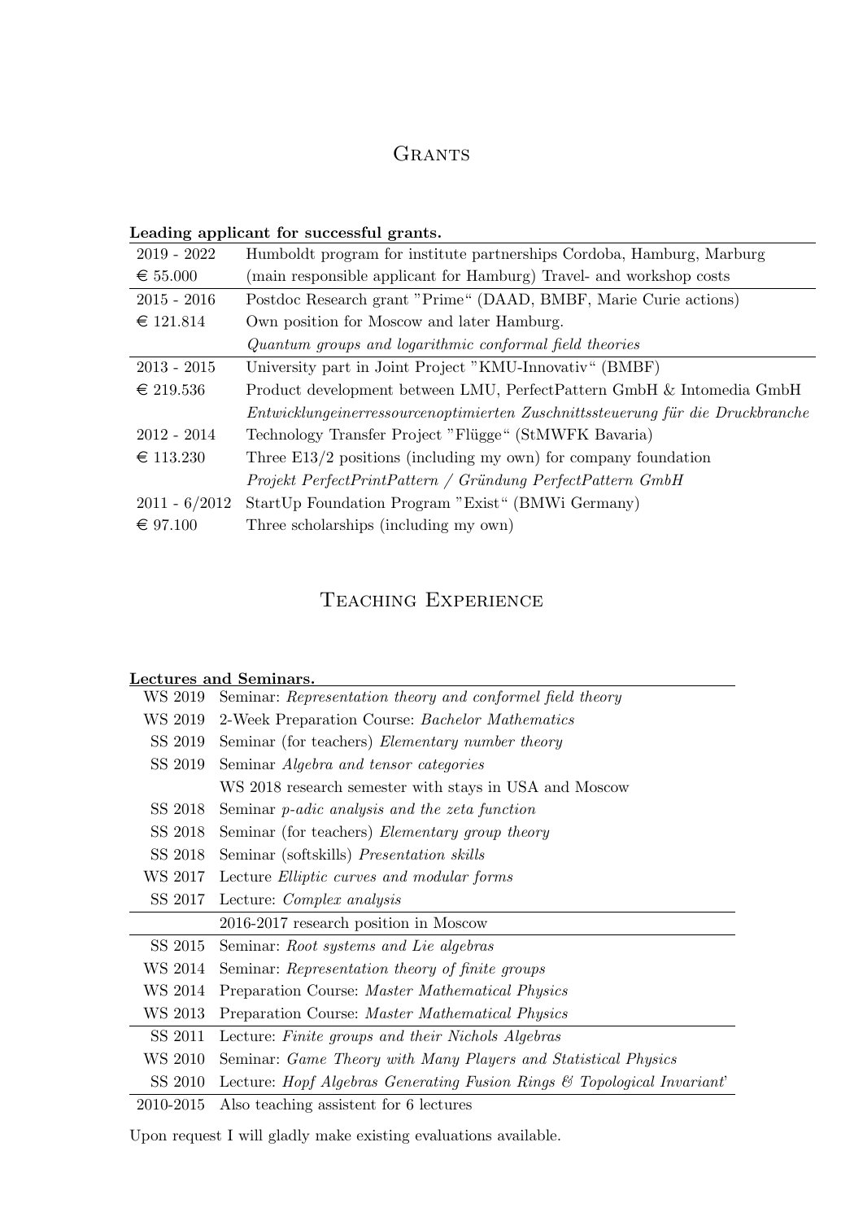## Grants

**Leading applicant for successful grants.**

| | |
|---|---|
| 2019 - 2022 | Humboldt program for institute partnerships Cordoba, Hamburg, Marburg |
| € 55.000 | (main responsible applicant for Hamburg) Travel- and workshop costs |
| 2015 - 2016 | Postdoc Research grant "Prime" (DAAD, BMBF, Marie Curie actions) |
| € 121.814 | Own position for Moscow and later Hamburg. |
| | *Quantum groups and logarithmic conformal field theories* |
| 2013 - 2015 | University part in Joint Project "KMU-Innovativ" (BMBF) |
| € 219.536 | Product development between LMU, PerfectPattern GmbH & Intomedia GmbH |
| | *Entwicklungeinerressourcenoptimierten Zuschnittssteuerung für die Druckbranche* |
| 2012 - 2014 | Technology Transfer Project "Flügge" (StMWFK Bavaria) |
| € 113.230 | Three E13/2 positions (including my own) for company foundation |
| | *Projekt PerfectPrintPattern / Gründung PerfectPattern GmbH* |
| 2011 - 6/2012 | StartUp Foundation Program "Exist" (BMWi Germany) |
| € 97.100 | Three scholarships (including my own) |

## Teaching Experience

**Lectures and Seminars.**

| | |
|---|---|
| WS 2019 | Seminar: *Representation theory and conformel field theory* |
| WS 2019 | 2-Week Preparation Course: *Bachelor Mathematics* |
| SS 2019 | Seminar (for teachers) *Elementary number theory* |
| SS 2019 | Seminar *Algebra and tensor categories* |
| | WS 2018 research semester with stays in USA and Moscow |
| SS 2018 | Seminar *p-adic analysis and the zeta function* |
| SS 2018 | Seminar (for teachers) *Elementary group theory* |
| SS 2018 | Seminar (softskills) *Presentation skills* |
| WS 2017 | Lecture *Elliptic curves and modular forms* |
| SS 2017 | Lecture: *Complex analysis* |
| | 2016-2017 research position in Moscow |
| SS 2015 | Seminar: *Root systems and Lie algebras* |
| WS 2014 | Seminar: *Representation theory of finite groups* |
| WS 2014 | Preparation Course: *Master Mathematical Physics* |
| WS 2013 | Preparation Course: *Master Mathematical Physics* |
| SS 2011 | Lecture: *Finite groups and their Nichols Algebras* |
| WS 2010 | Seminar: *Game Theory with Many Players and Statistical Physics* |
| SS 2010 | Lecture: *Hopf Algebras Generating Fusion Rings & Topological Invariant'* |
| 2010-2015 | Also teaching assistent for 6 lectures |

Upon request I will gladly make existing evaluations available.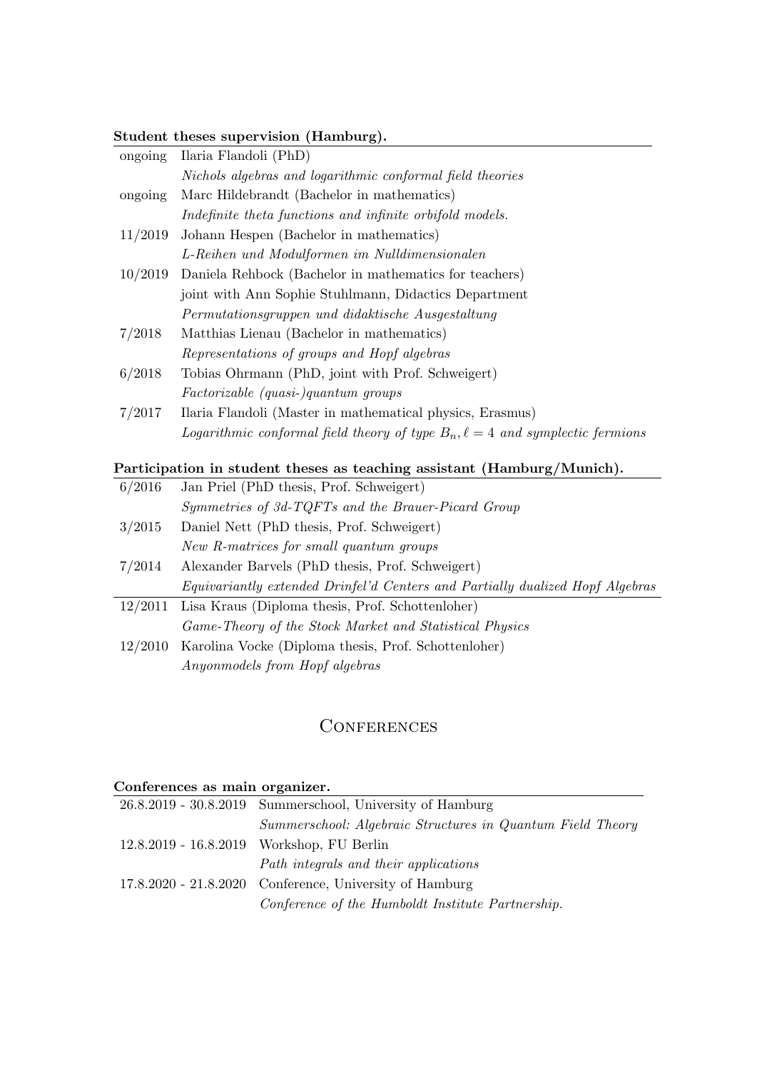**Student theses supervision (Hamburg).**

| | |
|---|---|
| ongoing | Ilaria Flandoli (PhD) |
| | *Nichols algebras and logarithmic conformal field theories* |
| ongoing | Marc Hildebrandt (Bachelor in mathematics) |
| | *Indefinite theta functions and infinite orbifold models.* |
| 11/2019 | Johann Hespen (Bachelor in mathematics) |
| | *L-Reihen und Modulformen im Nulldimensionalen* |
| 10/2019 | Daniela Rehbock (Bachelor in mathematics for teachers) |
| | joint with Ann Sophie Stuhlmann, Didactics Department |
| | *Permutationsgruppen und didaktische Ausgestaltung* |
| 7/2018 | Matthias Lienau (Bachelor in mathematics) |
| | *Representations of groups and Hopf algebras* |
| 6/2018 | Tobias Ohrmann (PhD, joint with Prof. Schweigert) |
| | *Factorizable (quasi-)quantum groups* |
| 7/2017 | Ilaria Flandoli (Master in mathematical physics, Erasmus) |
| | *Logarithmic conformal field theory of type $B_n, \ell = 4$ and symplectic fermions* |

**Participation in student theses as teaching assistant (Hamburg/Munich).**

| | |
|---|---|
| 6/2016 | Jan Priel (PhD thesis, Prof. Schweigert) |
| | *Symmetries of 3d-TQFTs and the Brauer-Picard Group* |
| 3/2015 | Daniel Nett (PhD thesis, Prof. Schweigert) |
| | *New R-matrices for small quantum groups* |
| 7/2014 | Alexander Barvels (PhD thesis, Prof. Schweigert) |
| | *Equivariantly extended Drinfel'd Centers and Partially dualized Hopf Algebras* |
| 12/2011 | Lisa Kraus (Diploma thesis, Prof. Schottenloher) |
| | *Game-Theory of the Stock Market and Statistical Physics* |
| 12/2010 | Karolina Vocke (Diploma thesis, Prof. Schottenloher) |
| | *Anyonmodels from Hopf algebras* |

## Conferences

**Conferences as main organizer.**

| | |
|---|---|
| 26.8.2019 - 30.8.2019 | Summerschool, University of Hamburg |
| | *Summerschool: Algebraic Structures in Quantum Field Theory* |
| 12.8.2019 - 16.8.2019 | Workshop, FU Berlin |
| | *Path integrals and their applications* |
| 17.8.2020 - 21.8.2020 | Conference, University of Hamburg |
| | *Conference of the Humboldt Institute Partnership.* |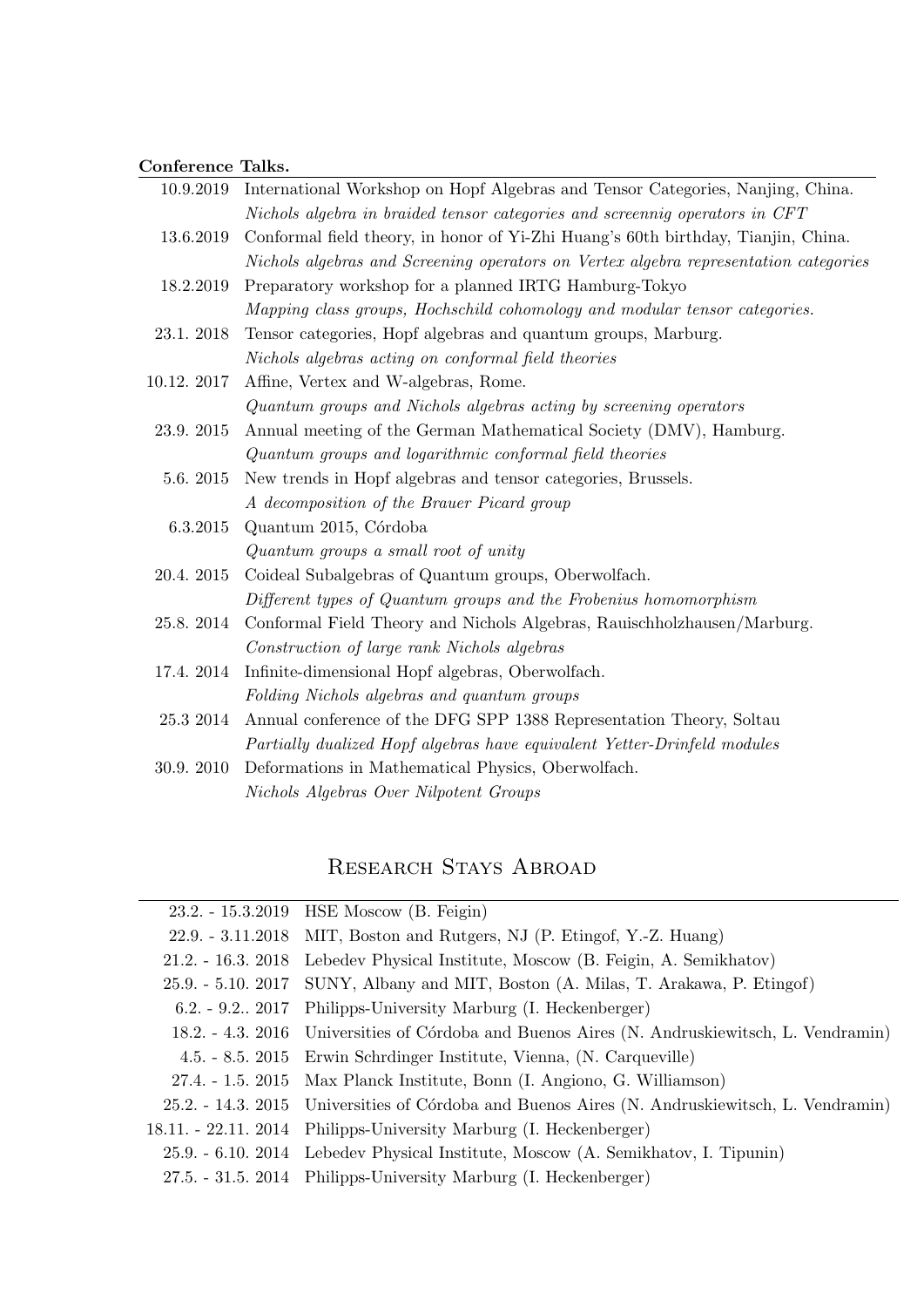**Conference Talks.**

| | |
|---|---|
| 10.9.2019 | International Workshop on Hopf Algebras and Tensor Categories, Nanjing, China. *Nichols algebra in braided tensor categories and screennig operators in CFT* |
| 13.6.2019 | Conformal field theory, in honor of Yi-Zhi Huang's 60th birthday, Tianjin, China. *Nichols algebras and Screening operators on Vertex algebra representation categories* |
| 18.2.2019 | Preparatory workshop for a planned IRTG Hamburg-Tokyo *Mapping class groups, Hochschild cohomology and modular tensor categories.* |
| 23.1. 2018 | Tensor categories, Hopf algebras and quantum groups, Marburg. *Nichols algebras acting on conformal field theories* |
| 10.12. 2017 | Affine, Vertex and W-algebras, Rome. *Quantum groups and Nichols algebras acting by screening operators* |
| 23.9. 2015 | Annual meeting of the German Mathematical Society (DMV), Hamburg. *Quantum groups and logarithmic conformal field theories* |
| 5.6. 2015 | New trends in Hopf algebras and tensor categories, Brussels. *A decomposition of the Brauer Picard group* |
| 6.3.2015 | Quantum 2015, Córdoba *Quantum groups a small root of unity* |
| 20.4. 2015 | Coideal Subalgebras of Quantum groups, Oberwolfach. *Different types of Quantum groups and the Frobenius homomorphism* |
| 25.8. 2014 | Conformal Field Theory and Nichols Algebras, Rauischholzhausen/Marburg. *Construction of large rank Nichols algebras* |
| 17.4. 2014 | Infinite-dimensional Hopf algebras, Oberwolfach. *Folding Nichols algebras and quantum groups* |
| 25.3 2014 | Annual conference of the DFG SPP 1388 Representation Theory, Soltau *Partially dualized Hopf algebras have equivalent Yetter-Drinfeld modules* |
| 30.9. 2010 | Deformations in Mathematical Physics, Oberwolfach. *Nichols Algebras Over Nilpotent Groups* |

## Research Stays Abroad

| | |
|---|---|
| 23.2. - 15.3.2019 | HSE Moscow (B. Feigin) |
| 22.9. - 3.11.2018 | MIT, Boston and Rutgers, NJ (P. Etingof, Y.-Z. Huang) |
| 21.2. - 16.3. 2018 | Lebedev Physical Institute, Moscow (B. Feigin, A. Semikhatov) |
| 25.9. - 5.10. 2017 | SUNY, Albany and MIT, Boston (A. Milas, T. Arakawa, P. Etingof) |
| 6.2. - 9.2.. 2017 | Philipps-University Marburg (I. Heckenberger) |
| 18.2. - 4.3. 2016 | Universities of Córdoba and Buenos Aires (N. Andruskiewitsch, L. Vendramin) |
| 4.5. - 8.5. 2015 | Erwin Schrdinger Institute, Vienna, (N. Carqueville) |
| 27.4. - 1.5. 2015 | Max Planck Institute, Bonn (I. Angiono, G. Williamson) |
| 25.2. - 14.3. 2015 | Universities of Córdoba and Buenos Aires (N. Andruskiewitsch, L. Vendramin) |
| 18.11. - 22.11. 2014 | Philipps-University Marburg (I. Heckenberger) |
| 25.9. - 6.10. 2014 | Lebedev Physical Institute, Moscow (A. Semikhatov, I. Tipunin) |
| 27.5. - 31.5. 2014 | Philipps-University Marburg (I. Heckenberger) |